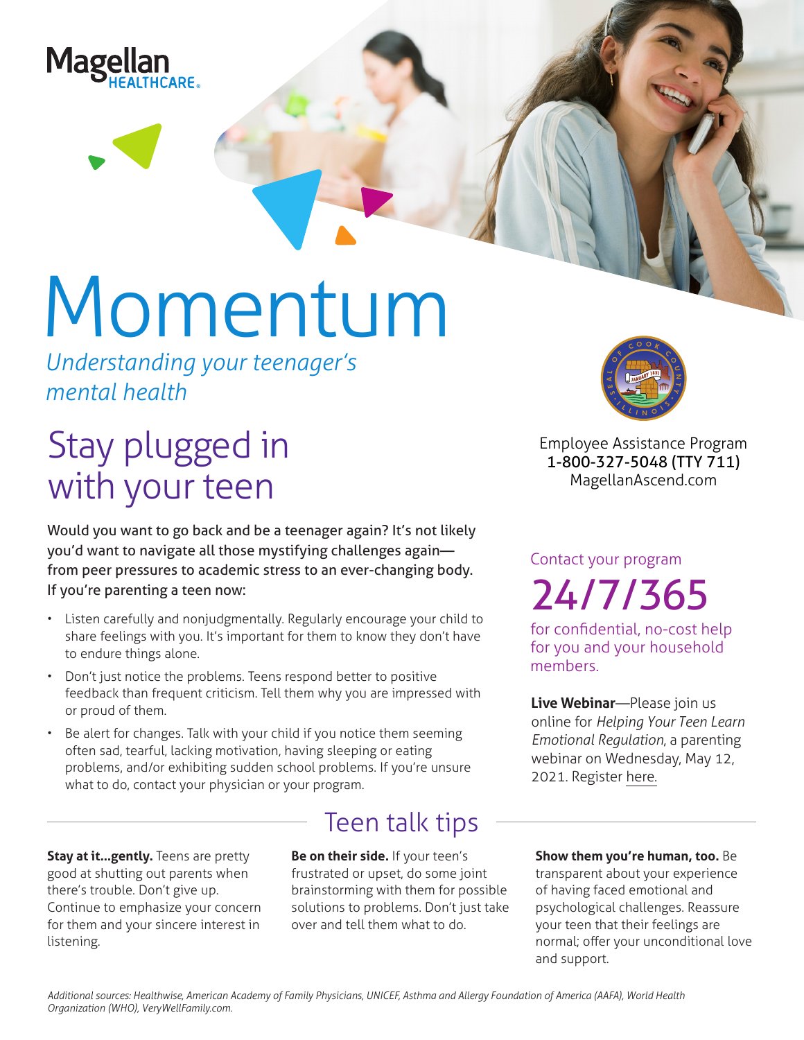Magellan HEALTHCARE

# Momentum

*Understanding your teenager's mental health*

## Stay plugged in with your teen

Would you want to go back and be a teenager again? It's not likely you'd want to navigate all those mystifying challenges again—from peer pressures to academic stress to an ever-changing body. If you're parenting a teen now:

- Listen carefully and nonjudgmentally. Regularly encourage your child to share feelings with you. It's important for them to know they don't have to endure things alone.
- Don't just notice the problems. Teens respond better to positive feedback than frequent criticism. Tell them why you are impressed with or proud of them.
- Be alert for changes. Talk with your child if you notice them seeming often sad, tearful, lacking motivation, having sleeping or eating problems, and/or exhibiting sudden school problems. If you're unsure what to do, contact your physician or your program.

Employee Assistance Program
**1-800-327-5048 (TTY 711)**
MagellanAscend.com

Contact your program

**24/7/365**

for confidential, no-cost help for you and your household members.

**Live Webinar**—Please join us online for *Helping Your Teen Learn Emotional Regulation*, a parenting webinar on Wednesday, May 12, 2021. Register here.

## Teen talk tips

**Stay at it...gently.** Teens are pretty good at shutting out parents when there's trouble. Don't give up. Continue to emphasize your concern for them and your sincere interest in listening.

**Be on their side.** If your teen's frustrated or upset, do some joint brainstorming with them for possible solutions to problems. Don't just take over and tell them what to do.

**Show them you're human, too.** Be transparent about your experience of having faced emotional and psychological challenges. Reassure your teen that their feelings are normal; offer your unconditional love and support.

*Additional sources: Healthwise, American Academy of Family Physicians, UNICEF, Asthma and Allergy Foundation of America (AAFA), World Health Organization (WHO), VeryWellFamily.com.*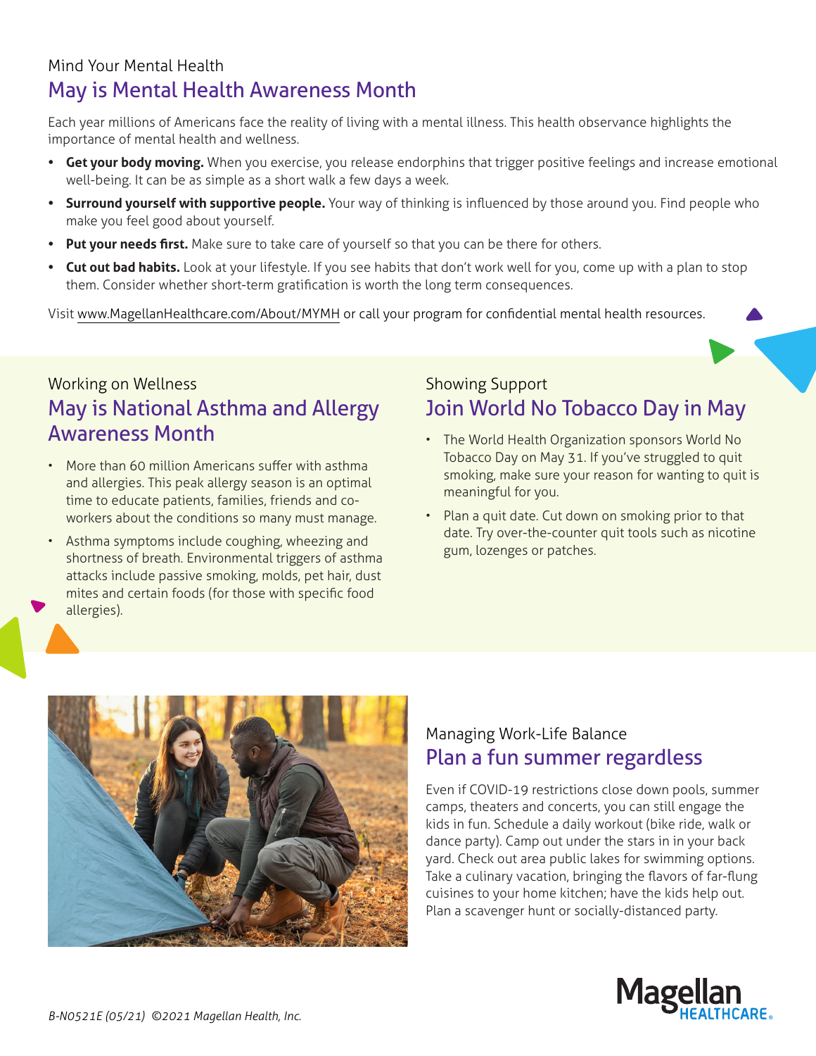Mind Your Mental Health

## May is Mental Health Awareness Month

Each year millions of Americans face the reality of living with a mental illness. This health observance highlights the importance of mental health and wellness.

- **Get your body moving.** When you exercise, you release endorphins that trigger positive feelings and increase emotional well-being. It can be as simple as a short walk a few days a week.
- **Surround yourself with supportive people.** Your way of thinking is influenced by those around you. Find people who make you feel good about yourself.
- **Put your needs first.** Make sure to take care of yourself so that you can be there for others.
- **Cut out bad habits.** Look at your lifestyle. If you see habits that don't work well for you, come up with a plan to stop them. Consider whether short-term gratification is worth the long term consequences.

Visit www.MagellanHealthcare.com/About/MYMH or call your program for confidential mental health resources.

Working on Wellness

## May is National Asthma and Allergy Awareness Month

- More than 60 million Americans suffer with asthma and allergies. This peak allergy season is an optimal time to educate patients, families, friends and co-workers about the conditions so many must manage.
- Asthma symptoms include coughing, wheezing and shortness of breath. Environmental triggers of asthma attacks include passive smoking, molds, pet hair, dust mites and certain foods (for those with specific food allergies).

Showing Support

## Join World No Tobacco Day in May

- The World Health Organization sponsors World No Tobacco Day on May 31. If you've struggled to quit smoking, make sure your reason for wanting to quit is meaningful for you.
- Plan a quit date. Cut down on smoking prior to that date. Try over-the-counter quit tools such as nicotine gum, lozenges or patches.

Managing Work-Life Balance

## Plan a fun summer regardless

Even if COVID-19 restrictions close down pools, summer camps, theaters and concerts, you can still engage the kids in fun. Schedule a daily workout (bike ride, walk or dance party). Camp out under the stars in in your back yard. Check out area public lakes for swimming options. Take a culinary vacation, bringing the flavors of far-flung cuisines to your home kitchen; have the kids help out. Plan a scavenger hunt or socially-distanced party.

*B-N0521E (05/21) ©2021 Magellan Health, Inc.*

Magellan HEALTHCARE